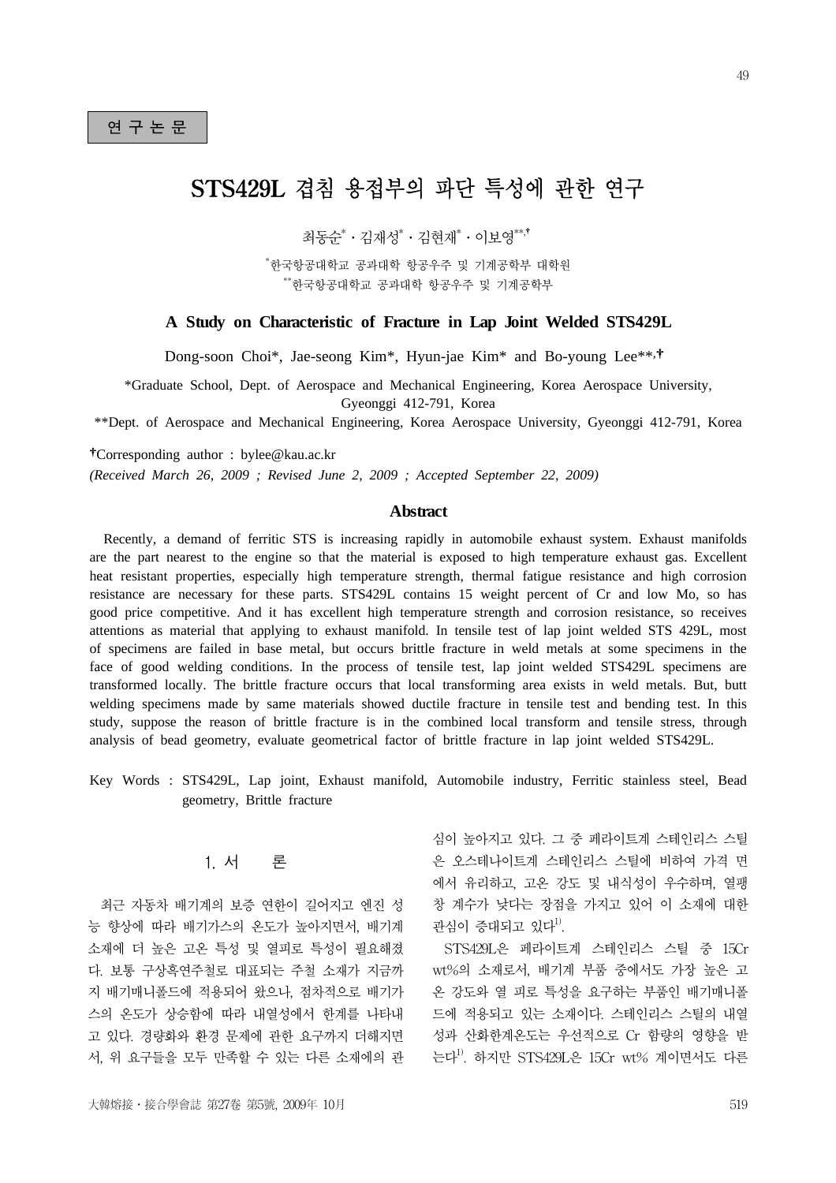연 구 논 문

# STS429L 겹침 용접부의 파단 특성에 관한 연구

최동순[*] · 김재성[*] · 김현재[*] · 이보영[**,†]

[*]한국항공대학교 공과대학 항공우주 및 기계공학부 대학원
[**]한국항공대학교 공과대학 항공우주 및 기계공학부

## A Study on Characteristic of Fracture in Lap Joint Welded STS429L

Dong-soon Choi*, Jae-seong Kim*, Hyun-jae Kim* and Bo-young Lee**,†

*Graduate School, Dept. of Aerospace and Mechanical Engineering, Korea Aerospace University, Gyeonggi 412-791, Korea

**Dept. of Aerospace and Mechanical Engineering, Korea Aerospace University, Gyeonggi 412-791, Korea

†Corresponding author : bylee@kau.ac.kr

*(Received March 26, 2009 ; Revised June 2, 2009 ; Accepted September 22, 2009)*

### Abstract

Recently, a demand of ferritic STS is increasing rapidly in automobile exhaust system. Exhaust manifolds are the part nearest to the engine so that the material is exposed to high temperature exhaust gas. Excellent heat resistant properties, especially high temperature strength, thermal fatigue resistance and high corrosion resistance are necessary for these parts. STS429L contains 15 weight percent of Cr and low Mo, so has good price competitive. And it has excellent high temperature strength and corrosion resistance, so receives attentions as material that applying to exhaust manifold. In tensile test of lap joint welded STS 429L, most of specimens are failed in base metal, but occurs brittle fracture in weld metals at some specimens in the face of good welding conditions. In the process of tensile test, lap joint welded STS429L specimens are transformed locally. The brittle fracture occurs that local transforming area exists in weld metals. But, butt welding specimens made by same materials showed ductile fracture in tensile test and bending test. In this study, suppose the reason of brittle fracture is in the combined local transform and tensile stress, through analysis of bead geometry, evaluate geometrical factor of brittle fracture in lap joint welded STS429L.

Key Words : STS429L, Lap joint, Exhaust manifold, Automobile industry, Ferritic stainless steel, Bead geometry, Brittle fracture

## 1. 서 론

최근 자동차 배기계의 보증 연한이 길어지고 엔진 성능 향상에 따라 배기가스의 온도가 높아지면서, 배기계 소재에 더 높은 고온 특성 및 열피로 특성이 필요해졌다. 보통 구상흑연주철로 대표되는 주철 소재가 지금까지 배기매니폴드에 적용되어 왔으나, 점차적으로 배기가스의 온도가 상승함에 따라 내열성에서 한계를 나타내고 있다. 경량화와 환경 문제에 관한 요구까지 더해지면서, 위 요구들을 모두 만족할 수 있는 다른 소재에의 관심이 높아지고 있다. 그 중 페라이트계 스테인리스 스틸은 오스테나이트계 스테인리스 스틸에 비하여 가격 면에서 유리하고, 고온 강도 및 내식성이 우수하며, 열팽창 계수가 낮다는 장점을 가지고 있어 이 소재에 대한 관심이 증대되고 있다[1].

STS429L은 페라이트계 스테인리스 스틸 중 15Cr wt%의 소재로서, 배기계 부품 중에서도 가장 높은 고온 강도와 열 피로 특성을 요구하는 부품인 배기매니폴드에 적용되고 있는 소재이다. 스테인리스 스틸의 내열성과 산화한계온도는 우선적으로 Cr 함량의 영향을 받는다[1]. 하지만 STS429L은 15Cr wt% 계이면서도 다른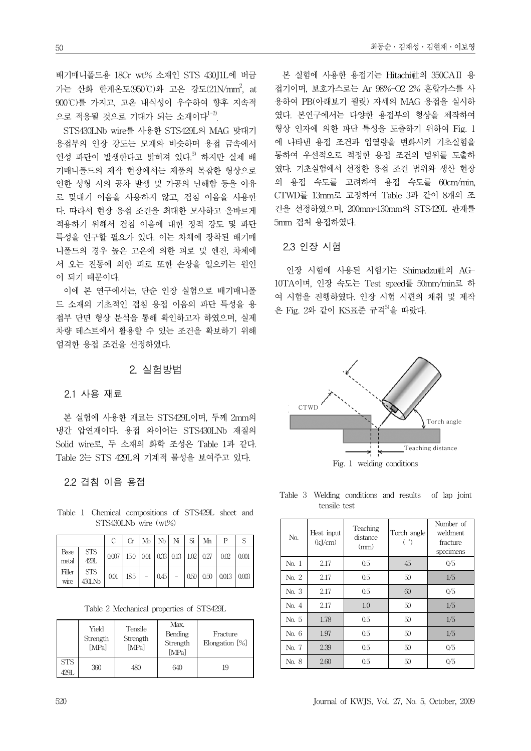배기매니폴드용 18Cr wt% 소재인 STS 430J1L에 버금가는 산화 한계온도(950℃)와 고온 강도(21N/mm$^2$, at 900℃)를 가지고, 고온 내식성이 우수하여 향후 지속적으로 적용될 것으로 기대가 되는 소재이다[1-2].

STS430LNb wire를 사용한 STS429L의 MAG 맞대기 용접부의 인장 강도는 모재와 비슷하며 용접 금속에서 연성 파단이 발생한다고 밝혀져 있다[3]. 하지만 실제 배기매니폴드의 제작 현장에서는 제품의 복잡한 형상으로 인한 성형 시의 공차 발생 및 가공의 난해함 등을 이유로 맞대기 이음을 사용하지 않고, 겹침 이음을 사용한다. 따라서 현장 용접 조건을 최대한 모사하고 올바르게 적용하기 위해서 겹침 이음에 대한 정적 강도 및 파단 특성을 연구할 필요가 있다. 이는 차체에 장착된 배기매니폴드의 경우 높은 고온에 의한 피로 및 엔진, 차체에서 오는 진동에 의한 피로 또한 손상을 일으키는 원인이 되기 때문이다.

이에 본 연구에서는, 단순 인장 실험으로 배기매니폴드 소재의 기초적인 겹침 용접 이음의 파단 특성을 용접부 단면 형상 분석을 통해 확인하고자 하였으며, 실제 차량 테스트에서 활용할 수 있는 조건을 확보하기 위해 엄격한 용접 조건을 선정하였다.

## 2. 실험방법

### 2.1 사용 재료

본 실험에 사용한 재료는 STS429L이며, 두께 2mm의 냉간 압연재이다. 용접 와이어는 STS430LNb 재질의 Solid wire로, 두 소재의 화학 조성은 Table 1과 같다. Table 2는 STS 429L의 기계적 물성을 보여주고 있다.

### 2.2 겹침 이음 용접

Table 1 Chemical compositions of STS429L sheet and STS430LNb wire (wt%)

| | | C | Cr | Mo | Nb | Ni | Si | Mn | P | S |
|---|---|---|---|---|---|---|---|---|---|---|
| Base metal | STS 429L | 0.007 | 15.0 | 0.01 | 0.33 | 0.13 | 1.02 | 0.27 | 0.02 | 0.001 |
| Filler wire | STS 430LNb | 0.01 | 18.5 | - | 0.45 | - | 0.50 | 0.50 | 0.013 | 0.003 |

Table 2 Mechanical properties of STS429L

| | Yield Strength [MPa] | Tensile Strength [MPa] | Max. Bending Strength [MPa] | Fracture Elongation [%] |
|---|---|---|---|---|
| STS 429L | 360 | 480 | 640 | 19 |

본 실험에 사용한 용접기는 Hitachi社의 350CAII 용접기이며, 보호가스로는 Ar 98%+O2 2% 혼합가스를 사용하여 PB(아래보기 필릿) 자세의 MAG 용접을 실시하였다. 본연구에서는 다양한 용접부의 형상을 제작하여 형상 인자에 의한 파단 특성을 도출하기 위하여 Fig. 1에 나타낸 용접 조건과 입열량을 변화시켜 기초실험을 통하여 우선적으로 적정한 용접 조건의 범위를 도출하였다. 기초실험에서 선정한 용접 조건 범위와 생산 현장의 용접 속도를 고려하여 용접 속도를 60cm/min, CTWD를 13mm로 고정하여 Table 3과 같이 8개의 조건을 선정하였으며, 200mm*130mm의 STS429L 판재를 5mm 겹쳐 용접하였다.

### 2.3 인장 시험

인장 시험에 사용된 시험기는 Shimadzu社의 AG-10TA이며, 인장 속도는 Test speed를 50mm/min로 하여 시험을 진행하였다. 인장 시험 시편의 채취 및 제작은 Fig. 2와 같이 KS표준 규격[5]을 따랐다.

CTWD

Torch angle

Teaching distance

Fig. 1 welding conditions

Table 3 Welding conditions and results of lap joint tensile test

| No. | Heat input (kJ/cm) | Teaching distance (mm) | Torch angle (˚) | Number of weldment fracture specimens |
|---|---|---|---|---|
| No. 1 | 2.17 | 0.5 | 45 | 0/5 |
| No. 2 | 2.17 | 0.5 | 50 | 1/5 |
| No. 3 | 2.17 | 0.5 | 60 | 0/5 |
| No. 4 | 2.17 | 1.0 | 50 | 1/5 |
| No. 5 | 1.78 | 0.5 | 50 | 1/5 |
| No. 6 | 1.97 | 0.5 | 50 | 1/5 |
| No. 7 | 2.39 | 0.5 | 50 | 0/5 |
| No. 8 | 2.60 | 0.5 | 50 | 0/5 |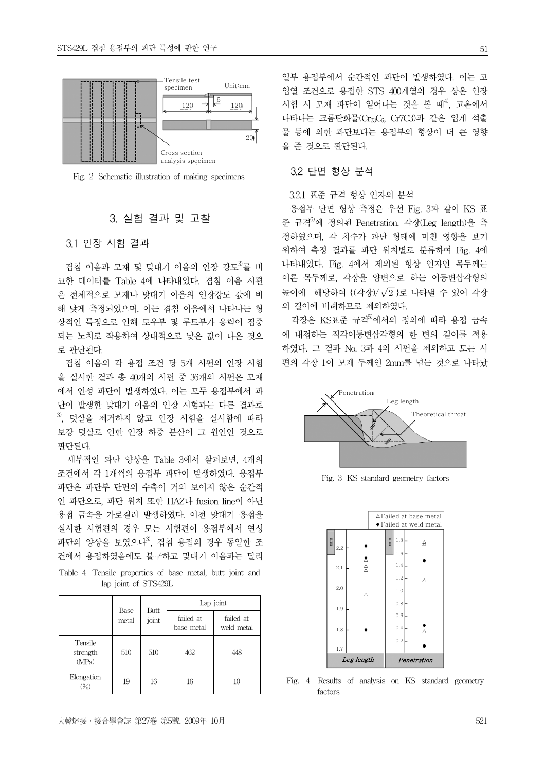Fig. 2 Schematic illustration of making specimens

## 3. 실험 결과 및 고찰

### 3.1 인장 시험 결과

겹침 이음과 모재 및 맞대기 이음의 인장 강도[3]를 비교한 데이터를 Table 4에 나타내었다. 겹침 이음 시편은 전체적으로 모재나 맞대기 이음의 인장강도 값에 비해 낮게 측정되었으며, 이는 겹침 이음에서 나타나는 형상적인 특징으로 인해 토우부 및 루트부가 응력이 집중되는 노치로 작용하여 상대적으로 낮은 값이 나온 것으로 판단된다.

겹침 이음의 각 용접 조건 당 5개 시편의 인장 시험을 실시한 결과 총 40개의 시편 중 36개의 시편은 모재에서 연성 파단이 발생하였다. 이는 모두 용접부에서 파단이 발생한 맞대기 이음의 인장 시험과는 다른 결과로[3], 덧살을 제거하지 않고 인장 시험을 실시함에 따라 보강 덧살로 인한 인장 하중 분산이 그 원인인 것으로 판단된다.

세부적인 파단 양상을 Table 3에서 살펴보면, 4개의 조건에서 각 1개씩의 용접부 파단이 발생하였다. 용접부 파단은 파단부 단면의 수축이 거의 보이지 않은 순간적인 파단으로, 파단 위치 또한 HAZ나 fusion line이 아닌 용접 금속을 가로질러 발생하였다. 이전 맞대기 용접을 실시한 시험편의 경우 모든 시험편이 용접부에서 연성 파단의 양상을 보였으나[3], 겹침 용접의 경우 동일한 조건에서 용접하였음에도 불구하고 맞대기 이음과는 달리 일부 용접부에서 순간적인 파단이 발생하였다. 이는 고입열 조건으로 용접한 STS 400계열의 경우 상온 인장 시험 시 모재 파단이 일어나는 것을 볼 때[4], 고온에서 나타나는 크롬탄화물($Cr_{23}C_6$, Cr7C3)과 같은 입계 석출물 등에 의한 파단보다는 용접부의 형상이 더 큰 영향을 준 것으로 판단된다.

Table 4 Tensile properties of base metal, butt joint and lap joint of STS429L

| | Base metal | Butt joint | Lap joint | |
|---|---|---|---|---|
| | | | failed at base metal | failed at weld metal |
| Tensile strength (MPa) | 510 | 510 | 462 | 448 |
| Elongation (%) | 19 | 16 | 16 | 10 |

### 3.2 단면 형상 분석

#### 3.2.1 표준 규격 형상 인자의 분석

용접부 단면 형상 측정은 우선 Fig. 3과 같이 KS 표준 규격[6]에 정의된 Penetration, 각장(Leg length)을 측정하였으며, 각 치수가 파단 형태에 미친 영향을 보기 위하여 측정 결과를 파단 위치별로 분류하여 Fig. 4에 나타내었다. Fig. 4에서 제외된 형상 인자인 목두께는 이론 목두께로, 각장을 양변으로 하는 이등변삼각형의 높이에 해당하여 {(각장)/$\sqrt{2}$}로 나타낼 수 있어 각장의 길이에 비례하므로 제외하였다.

각장은 KS표준 규격[5]에서의 정의에 따라 용접 금속에 내접하는 직각이등변삼각형의 한 변의 길이를 적용하였다. 그 결과 No. 3과 4의 시편을 제외하고 모든 시편의 각장 1이 모재 두께인 2mm를 넘는 것으로 나타났

Fig. 3 KS standard geometry factors

Fig. 4 Results of analysis on KS standard geometry factors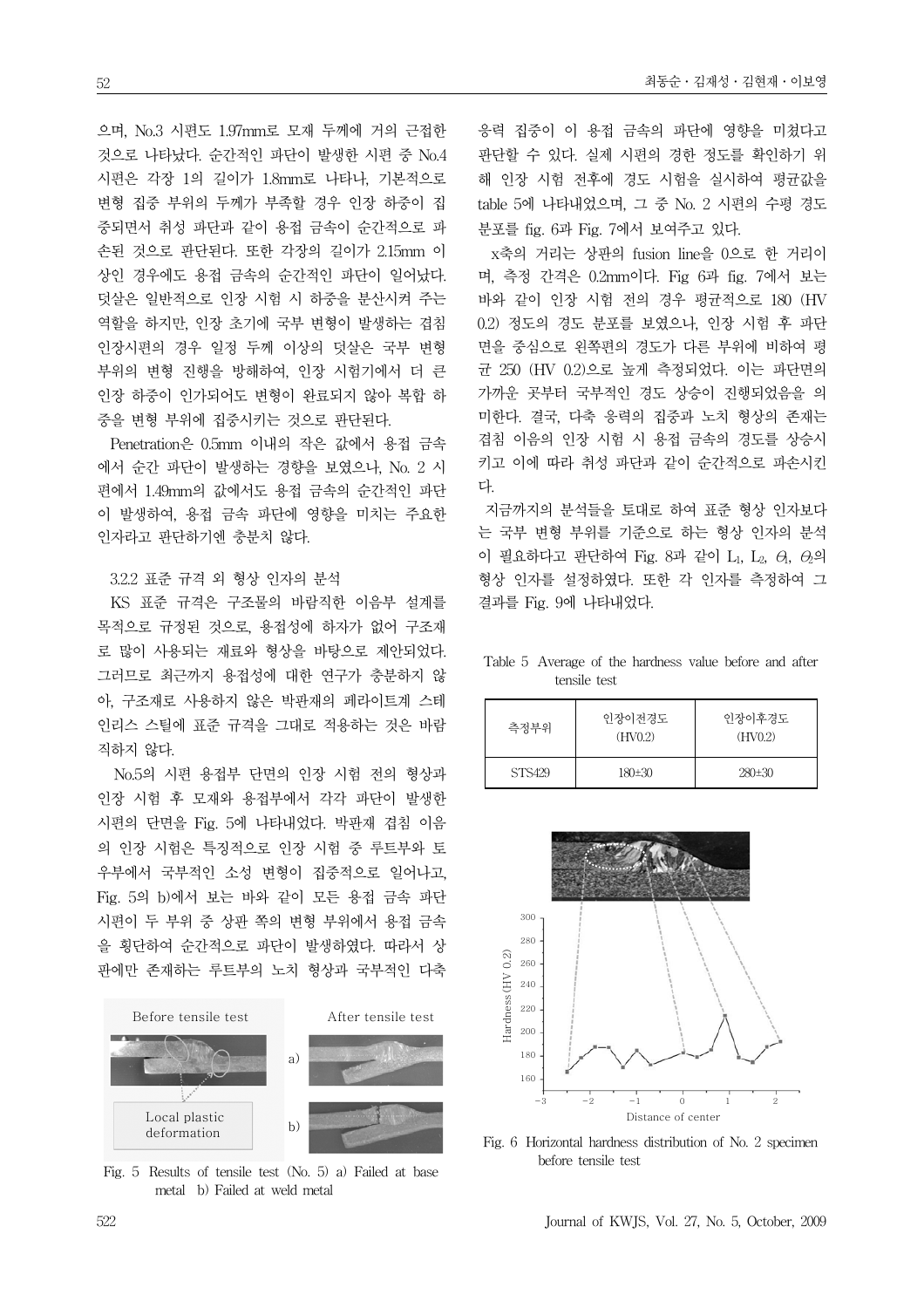으며, No.3 시편도 1.97mm로 모재 두께에 거의 근접한 것으로 나타났다. 순간적인 파단이 발생한 시편 중 No.4 시편은 각장 1의 길이가 1.8mm로 나타나, 기본적으로 변형 집중 부위의 두께가 부족할 경우 인장 하중이 집중되면서 취성 파단과 같이 용접 금속이 순간적으로 파손된 것으로 판단된다. 또한 각장의 길이가 2.15mm 이상인 경우에도 용접 금속의 순간적인 파단이 일어났다. 덧살은 일반적으로 인장 시험 시 하중을 분산시켜 주는 역할을 하지만, 인장 초기에 국부 변형이 발생하는 겹침 인장시편의 경우 일정 두께 이상의 덧살은 국부 변형 부위의 변형 진행을 방해하여, 인장 시험기에서 더 큰 인장 하중이 인가되어도 변형이 완료되지 않아 복합 하중을 변형 부위에 집중시키는 것으로 판단된다.

Penetration은 0.5mm 이내의 작은 값에서 용접 금속에서 순간 파단이 발생하는 경향을 보였으나, No. 2 시편에서 1.49mm의 값에서도 용접 금속의 순간적인 파단이 발생하여, 용접 금속 파단에 영향을 미치는 주요한 인자라고 판단하기엔 충분치 않다.

### 3.2.2 표준 규격 외 형상 인자의 분석

KS 표준 규격은 구조물의 바람직한 이음부 설계를 목적으로 규정된 것으로, 용접성에 하자가 없어 구조재로 많이 사용되는 재료와 형상을 바탕으로 제안되었다. 그러므로 최근까지 용접성에 대한 연구가 충분하지 않아, 구조재로 사용하지 않은 박판재의 페라이트계 스테인리스 스틸에 표준 규격을 그대로 적용하는 것은 바람직하지 않다.

No.5의 시편 용접부 단면의 인장 시험 전의 형상과 인장 시험 후 모재와 용접부에서 각각 파단이 발생한 시편의 단면을 Fig. 5에 나타내었다. 박판재 겹침 이음의 인장 시험은 특징적으로 인장 시험 중 루트부와 토우부에서 국부적인 소성 변형이 집중적으로 일어나고, Fig. 5의 b)에서 보는 바와 같이 모든 용접 금속 파단 시편이 두 부위 중 상판 쪽의 변형 부위에서 용접 금속을 횡단하여 순간적으로 파단이 발생하였다. 따라서 상판에만 존재하는 루트부의 노치 형상과 국부적인 다축 응력 집중이 이 용접 금속의 파단에 영향을 미쳤다고 판단할 수 있다. 실제 시편의 경한 정도를 확인하기 위해 인장 시험 전후에 경도 시험을 실시하여 평균값을 table 5에 나타내었으며, 그 중 No. 2 시편의 수평 경도 분포를 fig. 6과 Fig. 7에서 보여주고 있다.

Fig. 5 Results of tensile test (No. 5) a) Failed at base metal b) Failed at weld metal

x축의 거리는 상판의 fusion line을 0으로 한 거리이며, 측정 간격은 0.2mm이다. Fig 6과 fig. 7에서 보는 바와 같이 인장 시험 전의 경우 평균적으로 180 (HV 0.2) 정도의 경도 분포를 보였으나, 인장 시험 후 파단면을 중심으로 왼쪽편의 경도가 다른 부위에 비하여 평균 250 (HV 0.2)으로 높게 측정되었다. 이는 파단면의 가까운 곳부터 국부적인 경도 상승이 진행되었음을 의미한다. 결국, 다축 응력의 집중과 노치 형상의 존재는 겹침 이음의 인장 시험 시 용접 금속의 경도를 상승시키고 이에 따라 취성 파단과 같이 순간적으로 파손시킨다.

지금까지의 분석들을 토대로 하여 표준 형상 인자보다는 국부 변형 부위를 기준으로 하는 형상 인자의 분석이 필요하다고 판단하여 Fig. 8과 같이 $L_1$, $L_2$, $\Theta_1$, $\Theta_2$의 형상 인자를 설정하였다. 또한 각 인자를 측정하여 그 결과를 Fig. 9에 나타내었다.

Table 5 Average of the hardness value before and after tensile test

| 측정부위 | 인장이전경도 (HV0.2) | 인장이후경도 (HV0.2) |
|---|---|---|
| STS429 | 180±30 | 280±30 |

Fig. 6 Horizontal hardness distribution of No. 2 specimen before tensile test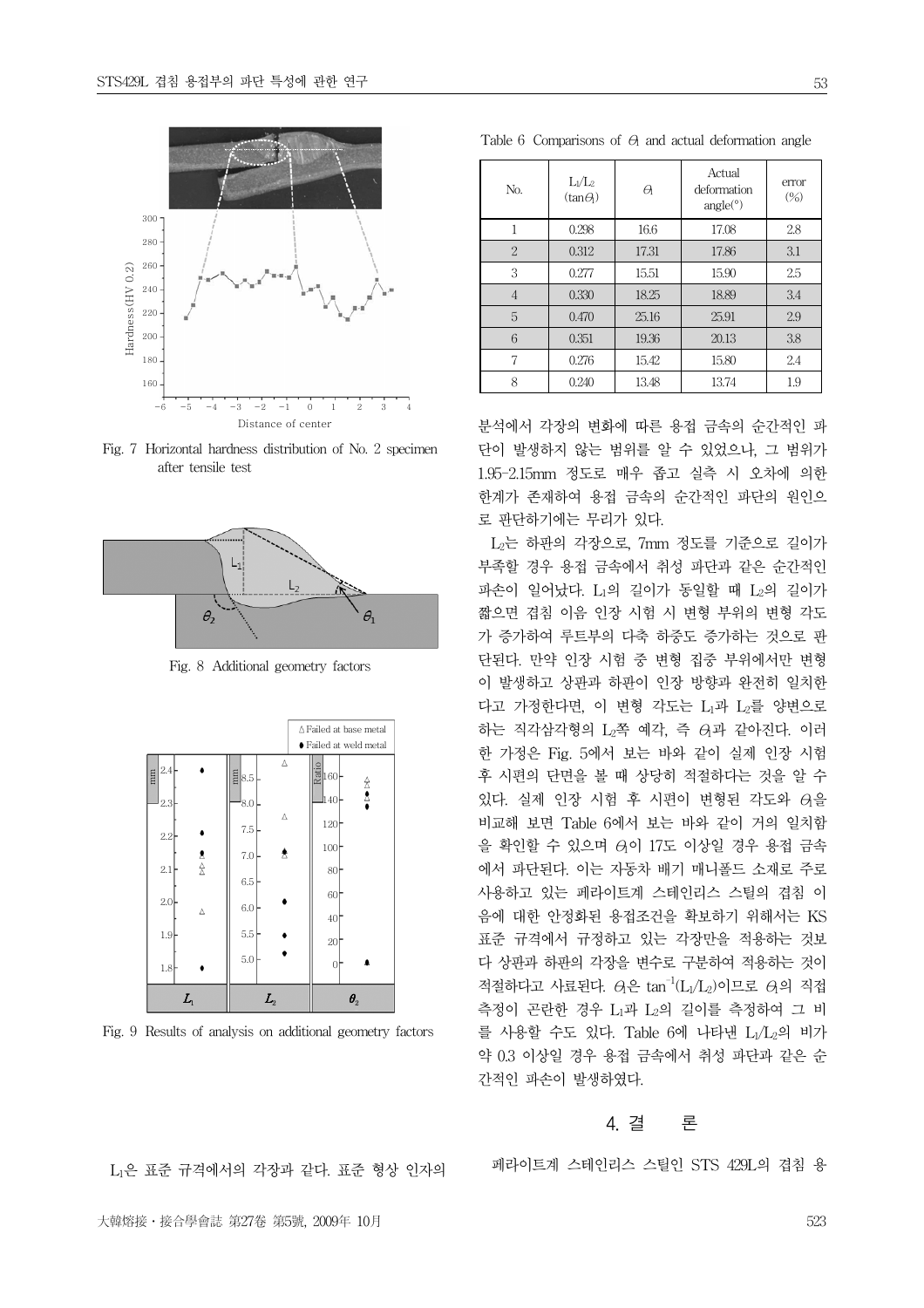Fig. 7 Horizontal hardness distribution of No. 2 specimen after tensile test

Fig. 8 Additional geometry factors

Fig. 9 Results of analysis on additional geometry factors

$L_1$은 표준 규격에서의 각장과 같다. 표준 형상 인자의 분석에서 각장의 변화에 따른 용접 금속의 순간적인 파단이 발생하지 않는 범위를 알 수 있었으나, 그 범위가 1.95-2.15mm 정도로 매우 좁고 실측 시 오차에 의한 한계가 존재하여 용접 금속의 순간적인 파단의 원인으로 판단하기에는 무리가 있다.

$L_2$는 하판의 각장으로, 7mm 정도를 기준으로 길이가 부족할 경우 용접 금속에서 취성 파단과 같은 순간적인 파손이 일어났다. $L_1$의 길이가 동일할 때 $L_2$의 길이가 짧으면 겹침 이음 인장 시험 시 변형 부위의 변형 각도가 증가하여 루트부의 다축 하중도 증가하는 것으로 판단된다. 만약 인장 시험 중 변형 집중 부위에서만 변형이 발생하고 상판과 하판이 인장 방향과 완전히 일치한다고 가정한다면, 이 변형 각도는 $L_1$과 $L_2$를 양변으로 하는 직각삼각형의 $L_2$쪽 예각, 즉 $\theta_1$과 같아진다. 이러한 가정은 Fig. 5에서 보는 바와 같이 실제 인장 시험 후 시편의 단면을 볼 때 상당히 적절하다는 것을 알 수 있다. 실제 인장 시험 후 시편이 변형된 각도와 $\theta_1$을 비교해 보면 Table 6에서 보는 바와 같이 거의 일치함을 확인할 수 있으며 $\theta_1$이 17도 이상일 경우 용접 금속에서 파단된다. 이는 자동차 배기 매니폴드 소재로 주로 사용하고 있는 페라이트계 스테인리스 스틸의 겹침 이음에 대한 안정화된 용접조건을 확보하기 위해서는 KS 표준 규격에서 규정하고 있는 각장만을 적용하는 것보다 상판과 하판의 각장을 변수로 구분하여 적용하는 것이 적절하다고 사료된다. $\theta_1$은 $\tan^{-1}(L_1/L_2)$이므로 $\theta_1$의 직접 측정이 곤란한 경우 $L_1$과 $L_2$의 길이를 측정하여 그 비를 사용할 수도 있다. Table 6에 나타낸 $L_1/L_2$의 비가 약 0.3 이상일 경우 용접 금속에서 취성 파단과 같은 순간적인 파손이 발생하였다.

Table 6 Comparisons of $\theta_1$ and actual deformation angle

| No. | $L_1/L_2$ ($\tan\theta_1$) | $\theta_1$ | Actual deformation angle(°) | error (%) |
|---|---|---|---|---|
| 1 | 0.298 | 16.6 | 17.08 | 2.8 |
| 2 | 0.312 | 17.31 | 17.86 | 3.1 |
| 3 | 0.277 | 15.51 | 15.90 | 2.5 |
| 4 | 0.330 | 18.25 | 18.89 | 3.4 |
| 5 | 0.470 | 25.16 | 25.91 | 2.9 |
| 6 | 0.351 | 19.36 | 20.13 | 3.8 |
| 7 | 0.276 | 15.42 | 15.80 | 2.4 |
| 8 | 0.240 | 13.48 | 13.74 | 1.9 |

## 4. 결 론

페라이트계 스테인리스 스틸인 STS 429L의 겹침 용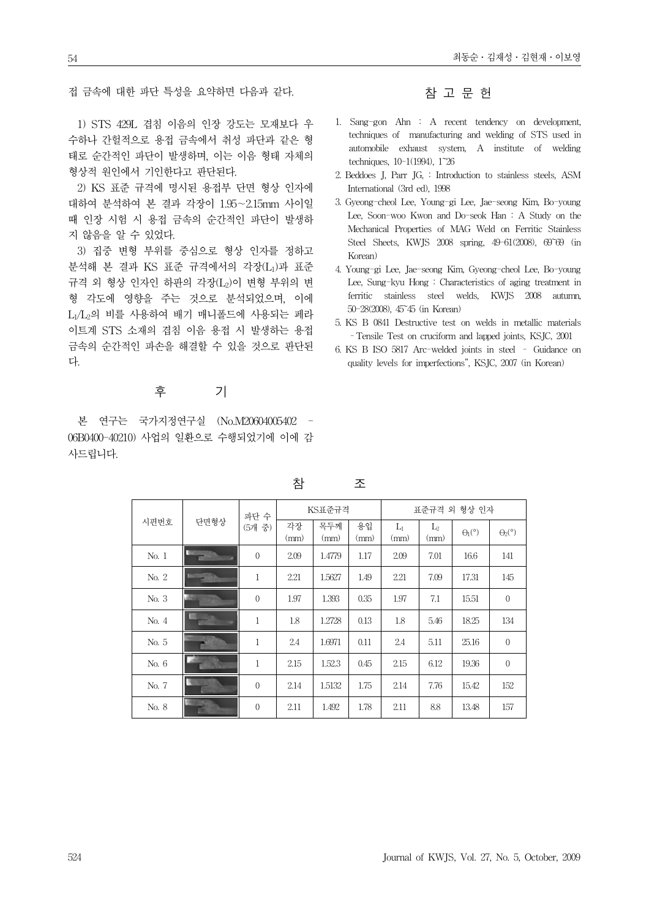접 금속에 대한 파단 특성을 요약하면 다음과 같다.

1) STS 429L 겹침 이음의 인장 강도는 모재보다 우수하나 간헐적으로 용접 금속에서 취성 파단과 같은 형태로 순간적인 파단이 발생하며, 이는 이음 형태 자체의 형상적 원인에서 기인한다고 판단된다.

2) KS 표준 규격에 명시된 용접부 단면 형상 인자에 대하여 분석하여 본 결과 각장이 1.95~2.15mm 사이일 때 인장 시험 시 용접 금속의 순간적인 파단이 발생하지 않음을 알 수 있었다.

3) 집중 변형 부위를 중심으로 형상 인자를 정하고 분석해 본 결과 KS 표준 규격에서의 각장($L_1$)과 표준 규격 외 형상 인자인 하판의 각장($L_2$)이 변형 부위의 변형 각도에 영향을 주는 것으로 분석되었으며, 이에 $L_1/L_2$의 비를 사용하여 배기 매니폴드에 사용되는 페라이트계 STS 소재의 겹침 이음 용접 시 발생하는 용접 금속의 순간적인 파손을 해결할 수 있을 것으로 판단된다.

## 후 기

본 연구는 국가지정연구실 (No.M20604005402 - 06B0400-40210) 사업의 일환으로 수행되었기에 이에 감사드립니다.

## 참 고 문 헌

1. Sang-gon Ahn : A recent tendency on development, techniques of manufacturing and welding of STS used in automobile exhaust system, A institute of welding techniques, 10-1(1994), 1~26
2. Beddoes J, Parr JG, : Introduction to stainless steels, ASM International (3rd ed), 1998
3. Gyeong-cheol Lee, Young-gi Lee, Jae-seong Kim, Bo-young Lee, Soon-woo Kwon and Do-seok Han : A Study on the Mechanical Properties of MAG Weld on Ferritic Stainless Steel Sheets, KWJS 2008 spring, 49-61(2008), 69~69 (in Korean)
4. Young-gi Lee, Jae-seong Kim, Gyeong-cheol Lee, Bo-young Lee, Sung-kyu Hong : Characteristics of aging treatment in ferritic stainless steel welds, KWJS 2008 autumn, 50-28(2008), 45~45 (in Korean)
5. KS B 0841 Destructive test on welds in metallic materials - Tensile Test on cruciform and lapped joints, KSJC, 2001
6. KS B ISO 5817 Arc-welded joints in steel - Guidance on quality levels for imperfections", KSJC, 2007 (in Korean)

## 참 조

| 시편번호 | 단면형상 | 파단 수 (5개 중) | KS표준규격 | | | 표준규격 외 형상 인자 | | | |
|---|---|---|---|---|---|---|---|---|---|
| | | | 각장 (mm) | 목두께 (mm) | 용입 (mm) | $L_1$ (mm) | $L_2$ (mm) | $\theta_1$(°) | $\theta_2$(°) |
| No. 1 | | 0 | 2.09 | 1.4779 | 1.17 | 2.09 | 7.01 | 16.6 | 141 |
| No. 2 | | 1 | 2.21 | 1.5627 | 1.49 | 2.21 | 7.09 | 17.31 | 145 |
| No. 3 | | 0 | 1.97 | 1.393 | 0.35 | 1.97 | 7.1 | 15.51 | 0 |
| No. 4 | | 1 | 1.8 | 1.2728 | 0.13 | 1.8 | 5.46 | 18.25 | 134 |
| No. 5 | | 1 | 2.4 | 1.6971 | 0.11 | 2.4 | 5.11 | 25.16 | 0 |
| No. 6 | | 1 | 2.15 | 1.52.3 | 0.45 | 2.15 | 6.12 | 19.36 | 0 |
| No. 7 | | 0 | 2.14 | 1.5132 | 1.75 | 2.14 | 7.76 | 15.42 | 152 |
| No. 8 | | 0 | 2.11 | 1.492 | 1.78 | 2.11 | 8.8 | 13.48 | 157 |